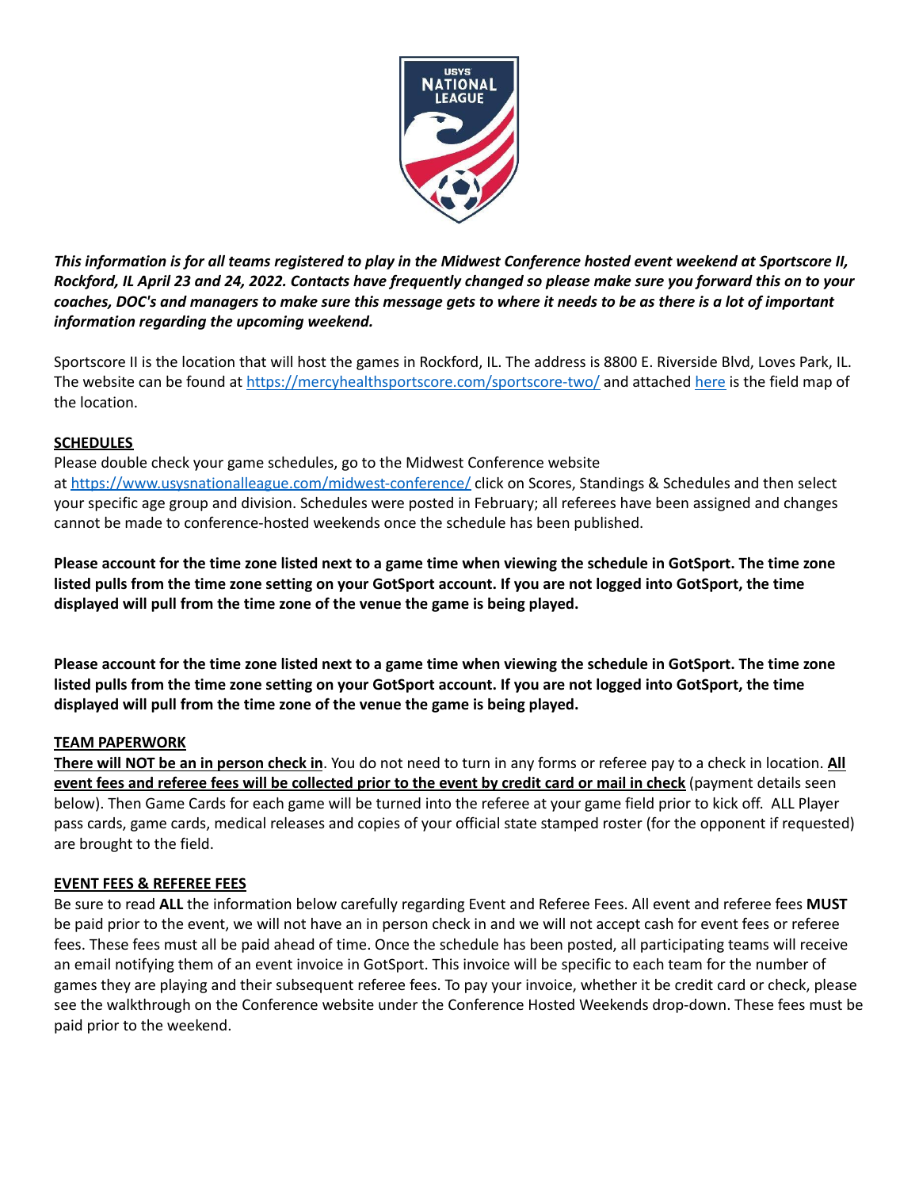***This information is for all teams registered to play in the Midwest Conference hosted event weekend at Sportscore II, Rockford, IL April 23 and 24, 2022. Contacts have frequently changed so please make sure you forward this on to your coaches, DOC's and managers to make sure this message gets to where it needs to be as there is a lot of important information regarding the upcoming weekend.***

Sportscore II is the location that will host the games in Rockford, IL. The address is 8800 E. Riverside Blvd, Loves Park, IL. The website can be found at https://mercyhealthsportscore.com/sportscore-two/ and attached here is the field map of the location.

## SCHEDULES

Please double check your game schedules, go to the Midwest Conference website at https://www.usysnationalleague.com/midwest-conference/ click on Scores, Standings & Schedules and then select your specific age group and division. Schedules were posted in February; all referees have been assigned and changes cannot be made to conference-hosted weekends once the schedule has been published.

**Please account for the time zone listed next to a game time when viewing the schedule in GotSport. The time zone listed pulls from the time zone setting on your GotSport account. If you are not logged into GotSport, the time displayed will pull from the time zone of the venue the game is being played.**

**Please account for the time zone listed next to a game time when viewing the schedule in GotSport. The time zone listed pulls from the time zone setting on your GotSport account. If you are not logged into GotSport, the time displayed will pull from the time zone of the venue the game is being played.**

## TEAM PAPERWORK

**There will NOT be an in person check in**. You do not need to turn in any forms or referee pay to a check in location. **All event fees and referee fees will be collected prior to the event by credit card or mail in check** (payment details seen below). Then Game Cards for each game will be turned into the referee at your game field prior to kick off. ALL Player pass cards, game cards, medical releases and copies of your official state stamped roster (for the opponent if requested) are brought to the field.

## EVENT FEES & REFEREE FEES

Be sure to read **ALL** the information below carefully regarding Event and Referee Fees. All event and referee fees **MUST** be paid prior to the event, we will not have an in person check in and we will not accept cash for event fees or referee fees. These fees must all be paid ahead of time. Once the schedule has been posted, all participating teams will receive an email notifying them of an event invoice in GotSport. This invoice will be specific to each team for the number of games they are playing and their subsequent referee fees. To pay your invoice, whether it be credit card or check, please see the walkthrough on the Conference website under the Conference Hosted Weekends drop-down. These fees must be paid prior to the weekend.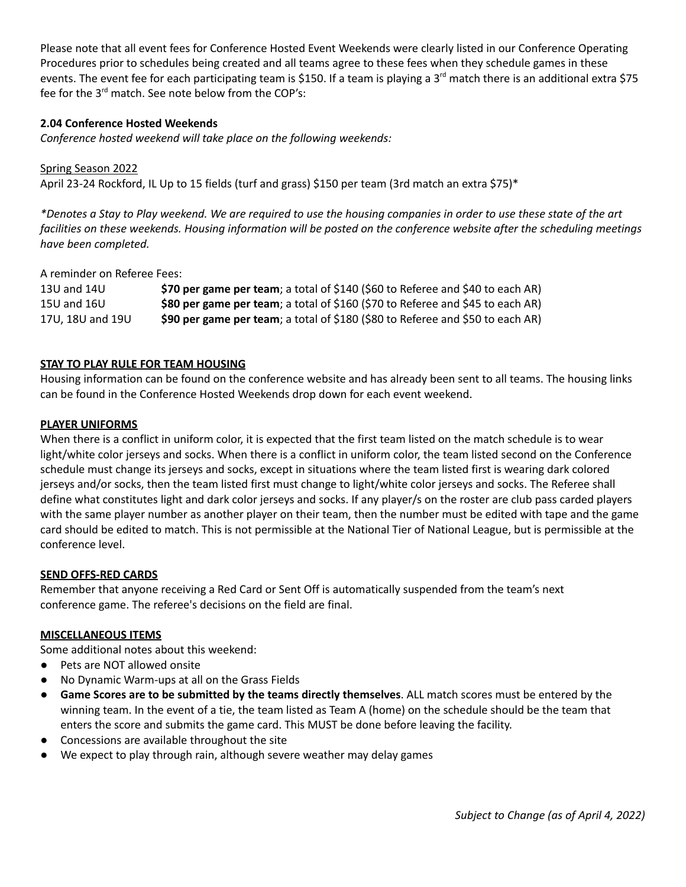Please note that all event fees for Conference Hosted Event Weekends were clearly listed in our Conference Operating Procedures prior to schedules being created and all teams agree to these fees when they schedule games in these events. The event fee for each participating team is $150. If a team is playing a 3rd match there is an additional extra $75 fee for the 3rd match. See note below from the COP's:

**2.04 Conference Hosted Weekends**

*Conference hosted weekend will take place on the following weekends:*

<u>Spring Season 2022</u>

April 23-24 Rockford, IL Up to 15 fields (turf and grass) $150 per team (3rd match an extra $75)*

**Denotes a Stay to Play weekend. We are required to use the housing companies in order to use these state of the art facilities on these weekends. Housing information will be posted on the conference website after the scheduling meetings have been completed.*

A reminder on Referee Fees:

| | |
|---|---|
| 13U and 14U | **$70 per game per team**; a total of $140 ($60 to Referee and $40 to each AR) |
| 15U and 16U | **$80 per game per team**; a total of $160 ($70 to Referee and $45 to each AR) |
| 17U, 18U and 19U | **$90 per game per team**; a total of $180 ($80 to Referee and $50 to each AR) |

**<u>STAY TO PLAY RULE FOR TEAM HOUSING</u>**

Housing information can be found on the conference website and has already been sent to all teams. The housing links can be found in the Conference Hosted Weekends drop down for each event weekend.

**<u>PLAYER UNIFORMS</u>**

When there is a conflict in uniform color, it is expected that the first team listed on the match schedule is to wear light/white color jerseys and socks. When there is a conflict in uniform color, the team listed second on the Conference schedule must change its jerseys and socks, except in situations where the team listed first is wearing dark colored jerseys and/or socks, then the team listed first must change to light/white color jerseys and socks. The Referee shall define what constitutes light and dark color jerseys and socks. If any player/s on the roster are club pass carded players with the same player number as another player on their team, then the number must be edited with tape and the game card should be edited to match. This is not permissible at the National Tier of National League, but is permissible at the conference level.

**<u>SEND OFFS-RED CARDS</u>**

Remember that anyone receiving a Red Card or Sent Off is automatically suspended from the team's next conference game. The referee's decisions on the field are final.

**<u>MISCELLANEOUS ITEMS</u>**

Some additional notes about this weekend:

- Pets are NOT allowed onsite
- No Dynamic Warm-ups at all on the Grass Fields
- **Game Scores are to be submitted by the teams directly themselves**. ALL match scores must be entered by the winning team. In the event of a tie, the team listed as Team A (home) on the schedule should be the team that enters the score and submits the game card. This MUST be done before leaving the facility.
- Concessions are available throughout the site
- We expect to play through rain, although severe weather may delay games

*Subject to Change (as of April 4, 2022)*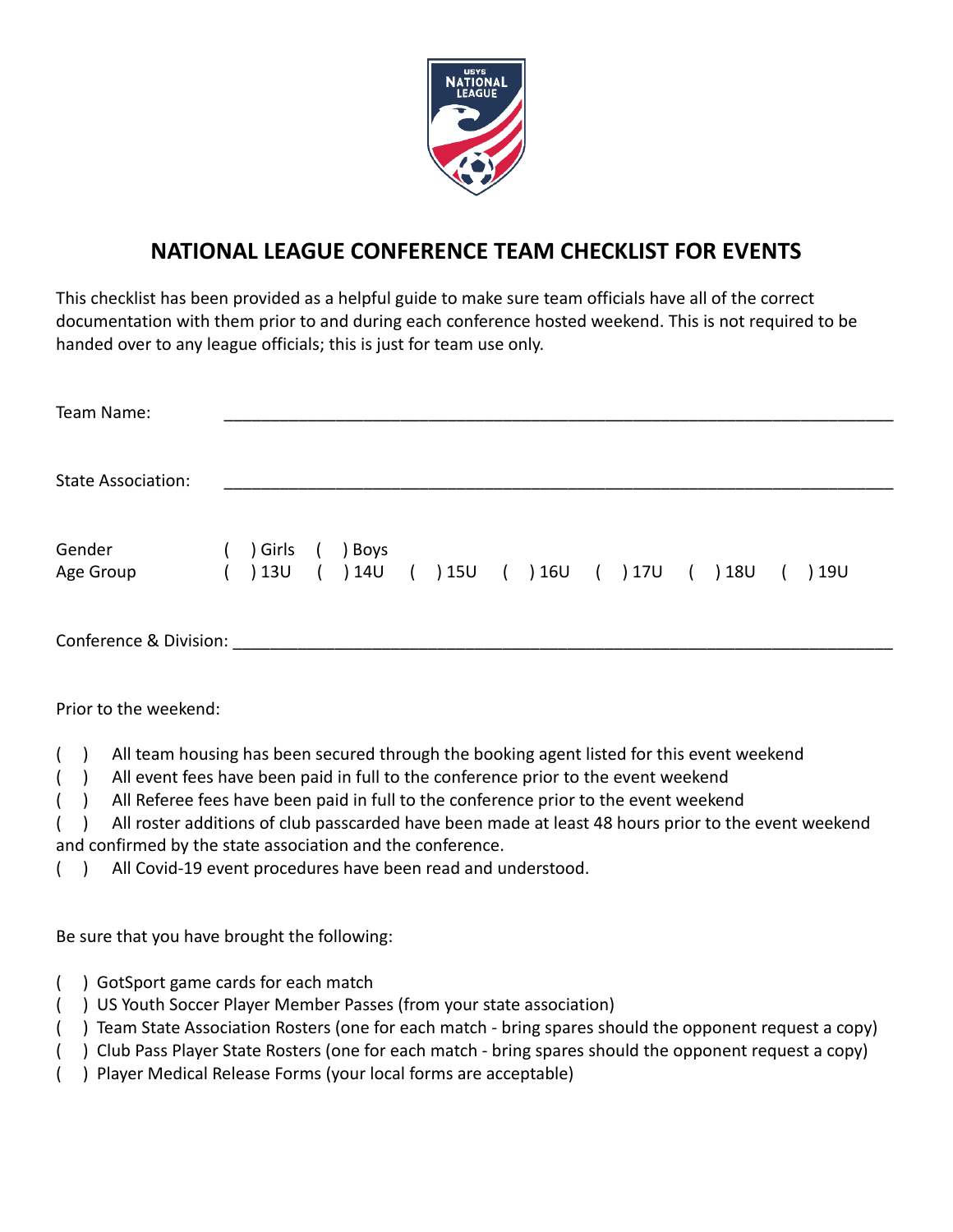# NATIONAL LEAGUE CONFERENCE TEAM CHECKLIST FOR EVENTS

This checklist has been provided as a helpful guide to make sure team officials have all of the correct documentation with them prior to and during each conference hosted weekend. This is not required to be handed over to any league officials; this is just for team use only.

Team Name: ______________________________________________________________________

State Association: ______________________________________________________________________

Gender ( ) Girls ( ) Boys
Age Group ( ) 13U ( ) 14U ( ) 15U ( ) 16U ( ) 17U ( ) 18U ( ) 19U

Conference & Division: ______________________________________________________________________

Prior to the weekend:

( ) All team housing has been secured through the booking agent listed for this event weekend
( ) All event fees have been paid in full to the conference prior to the event weekend
( ) All Referee fees have been paid in full to the conference prior to the event weekend
( ) All roster additions of club passcarded have been made at least 48 hours prior to the event weekend and confirmed by the state association and the conference.
( ) All Covid-19 event procedures have been read and understood.

Be sure that you have brought the following:

( ) GotSport game cards for each match
( ) US Youth Soccer Player Member Passes (from your state association)
( ) Team State Association Rosters (one for each match - bring spares should the opponent request a copy)
( ) Club Pass Player State Rosters (one for each match - bring spares should the opponent request a copy)
( ) Player Medical Release Forms (your local forms are acceptable)